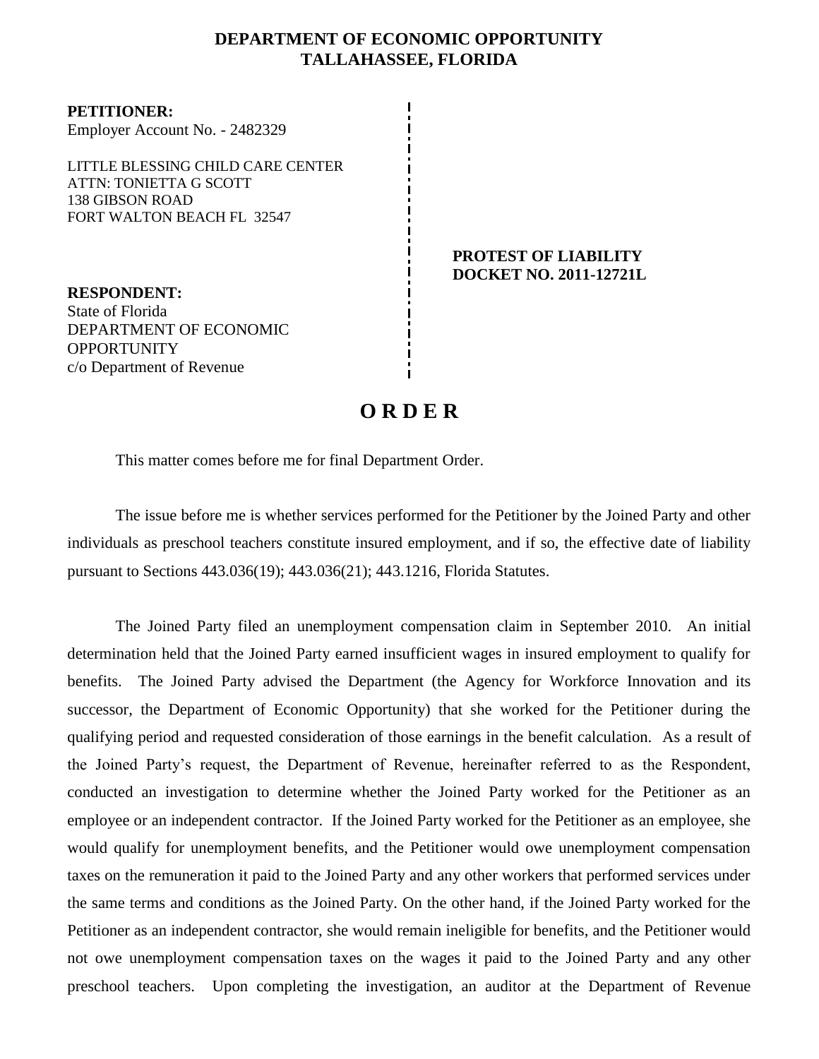# DEPARTMENT OF ECONOMIC OPPORTUNITY
## TALLAHASSEE, FLORIDA

**PETITIONER:**
Employer Account No. - 2482329

LITTLE BLESSING CHILD CARE CENTER
ATTN: TONIETTA G SCOTT
138 GIBSON ROAD
FORT WALTON BEACH FL 32547

**PROTEST OF LIABILITY**
**DOCKET NO. 2011-12721L**

**RESPONDENT:**
State of Florida
DEPARTMENT OF ECONOMIC OPPORTUNITY
c/o Department of Revenue

# O R D E R

This matter comes before me for final Department Order.

The issue before me is whether services performed for the Petitioner by the Joined Party and other individuals as preschool teachers constitute insured employment, and if so, the effective date of liability pursuant to Sections 443.036(19); 443.036(21); 443.1216, Florida Statutes.

The Joined Party filed an unemployment compensation claim in September 2010. An initial determination held that the Joined Party earned insufficient wages in insured employment to qualify for benefits. The Joined Party advised the Department (the Agency for Workforce Innovation and its successor, the Department of Economic Opportunity) that she worked for the Petitioner during the qualifying period and requested consideration of those earnings in the benefit calculation. As a result of the Joined Party's request, the Department of Revenue, hereinafter referred to as the Respondent, conducted an investigation to determine whether the Joined Party worked for the Petitioner as an employee or an independent contractor. If the Joined Party worked for the Petitioner as an employee, she would qualify for unemployment benefits, and the Petitioner would owe unemployment compensation taxes on the remuneration it paid to the Joined Party and any other workers that performed services under the same terms and conditions as the Joined Party. On the other hand, if the Joined Party worked for the Petitioner as an independent contractor, she would remain ineligible for benefits, and the Petitioner would not owe unemployment compensation taxes on the wages it paid to the Joined Party and any other preschool teachers. Upon completing the investigation, an auditor at the Department of Revenue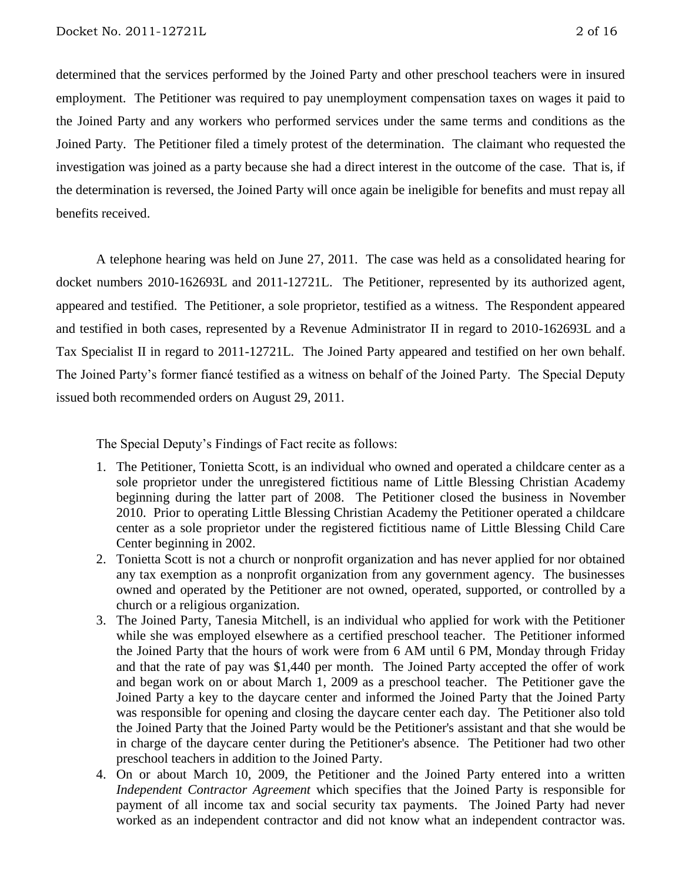determined that the services performed by the Joined Party and other preschool teachers were in insured employment. The Petitioner was required to pay unemployment compensation taxes on wages it paid to the Joined Party and any workers who performed services under the same terms and conditions as the Joined Party. The Petitioner filed a timely protest of the determination. The claimant who requested the investigation was joined as a party because she had a direct interest in the outcome of the case. That is, if the determination is reversed, the Joined Party will once again be ineligible for benefits and must repay all benefits received.

A telephone hearing was held on June 27, 2011. The case was held as a consolidated hearing for docket numbers 2010-162693L and 2011-12721L. The Petitioner, represented by its authorized agent, appeared and testified. The Petitioner, a sole proprietor, testified as a witness. The Respondent appeared and testified in both cases, represented by a Revenue Administrator II in regard to 2010-162693L and a Tax Specialist II in regard to 2011-12721L. The Joined Party appeared and testified on her own behalf. The Joined Party's former fiancé testified as a witness on behalf of the Joined Party. The Special Deputy issued both recommended orders on August 29, 2011.

The Special Deputy's Findings of Fact recite as follows:

1. The Petitioner, Tonietta Scott, is an individual who owned and operated a childcare center as a sole proprietor under the unregistered fictitious name of Little Blessing Christian Academy beginning during the latter part of 2008. The Petitioner closed the business in November 2010. Prior to operating Little Blessing Christian Academy the Petitioner operated a childcare center as a sole proprietor under the registered fictitious name of Little Blessing Child Care Center beginning in 2002.
2. Tonietta Scott is not a church or nonprofit organization and has never applied for nor obtained any tax exemption as a nonprofit organization from any government agency. The businesses owned and operated by the Petitioner are not owned, operated, supported, or controlled by a church or a religious organization.
3. The Joined Party, Tanesia Mitchell, is an individual who applied for work with the Petitioner while she was employed elsewhere as a certified preschool teacher. The Petitioner informed the Joined Party that the hours of work were from 6 AM until 6 PM, Monday through Friday and that the rate of pay was $1,440 per month. The Joined Party accepted the offer of work and began work on or about March 1, 2009 as a preschool teacher. The Petitioner gave the Joined Party a key to the daycare center and informed the Joined Party that the Joined Party was responsible for opening and closing the daycare center each day. The Petitioner also told the Joined Party that the Joined Party would be the Petitioner's assistant and that she would be in charge of the daycare center during the Petitioner's absence. The Petitioner had two other preschool teachers in addition to the Joined Party.
4. On or about March 10, 2009, the Petitioner and the Joined Party entered into a written *Independent Contractor Agreement* which specifies that the Joined Party is responsible for payment of all income tax and social security tax payments. The Joined Party had never worked as an independent contractor and did not know what an independent contractor was.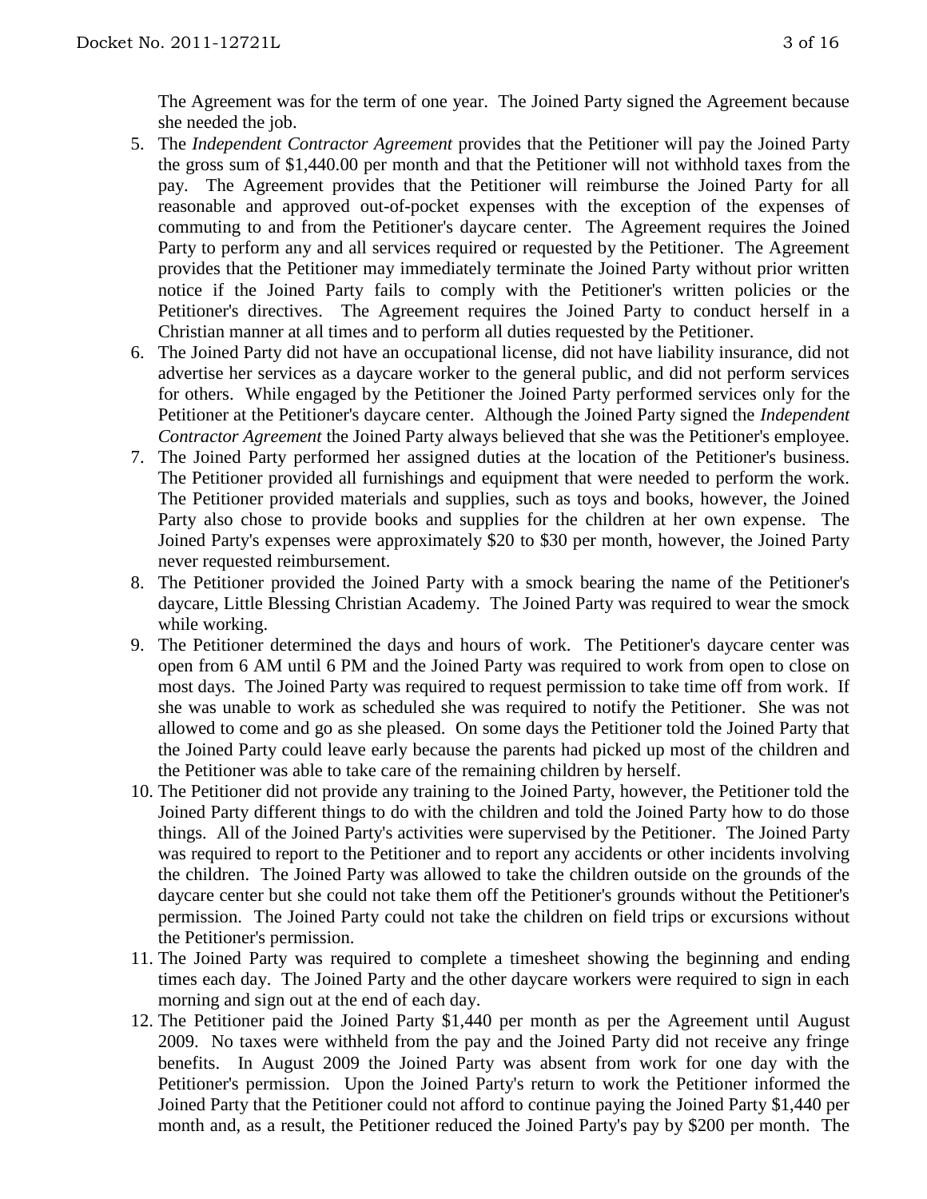The Agreement was for the term of one year. The Joined Party signed the Agreement because she needed the job.

5. The *Independent Contractor Agreement* provides that the Petitioner will pay the Joined Party the gross sum of $1,440.00 per month and that the Petitioner will not withhold taxes from the pay. The Agreement provides that the Petitioner will reimburse the Joined Party for all reasonable and approved out-of-pocket expenses with the exception of the expenses of commuting to and from the Petitioner's daycare center. The Agreement requires the Joined Party to perform any and all services required or requested by the Petitioner. The Agreement provides that the Petitioner may immediately terminate the Joined Party without prior written notice if the Joined Party fails to comply with the Petitioner's written policies or the Petitioner's directives. The Agreement requires the Joined Party to conduct herself in a Christian manner at all times and to perform all duties requested by the Petitioner.
6. The Joined Party did not have an occupational license, did not have liability insurance, did not advertise her services as a daycare worker to the general public, and did not perform services for others. While engaged by the Petitioner the Joined Party performed services only for the Petitioner at the Petitioner's daycare center. Although the Joined Party signed the *Independent Contractor Agreement* the Joined Party always believed that she was the Petitioner's employee.
7. The Joined Party performed her assigned duties at the location of the Petitioner's business. The Petitioner provided all furnishings and equipment that were needed to perform the work. The Petitioner provided materials and supplies, such as toys and books, however, the Joined Party also chose to provide books and supplies for the children at her own expense. The Joined Party's expenses were approximately $20 to $30 per month, however, the Joined Party never requested reimbursement.
8. The Petitioner provided the Joined Party with a smock bearing the name of the Petitioner's daycare, Little Blessing Christian Academy. The Joined Party was required to wear the smock while working.
9. The Petitioner determined the days and hours of work. The Petitioner's daycare center was open from 6 AM until 6 PM and the Joined Party was required to work from open to close on most days. The Joined Party was required to request permission to take time off from work. If she was unable to work as scheduled she was required to notify the Petitioner. She was not allowed to come and go as she pleased. On some days the Petitioner told the Joined Party that the Joined Party could leave early because the parents had picked up most of the children and the Petitioner was able to take care of the remaining children by herself.
10. The Petitioner did not provide any training to the Joined Party, however, the Petitioner told the Joined Party different things to do with the children and told the Joined Party how to do those things. All of the Joined Party's activities were supervised by the Petitioner. The Joined Party was required to report to the Petitioner and to report any accidents or other incidents involving the children. The Joined Party was allowed to take the children outside on the grounds of the daycare center but she could not take them off the Petitioner's grounds without the Petitioner's permission. The Joined Party could not take the children on field trips or excursions without the Petitioner's permission.
11. The Joined Party was required to complete a timesheet showing the beginning and ending times each day. The Joined Party and the other daycare workers were required to sign in each morning and sign out at the end of each day.
12. The Petitioner paid the Joined Party $1,440 per month as per the Agreement until August 2009. No taxes were withheld from the pay and the Joined Party did not receive any fringe benefits. In August 2009 the Joined Party was absent from work for one day with the Petitioner's permission. Upon the Joined Party's return to work the Petitioner informed the Joined Party that the Petitioner could not afford to continue paying the Joined Party $1,440 per month and, as a result, the Petitioner reduced the Joined Party's pay by $200 per month. The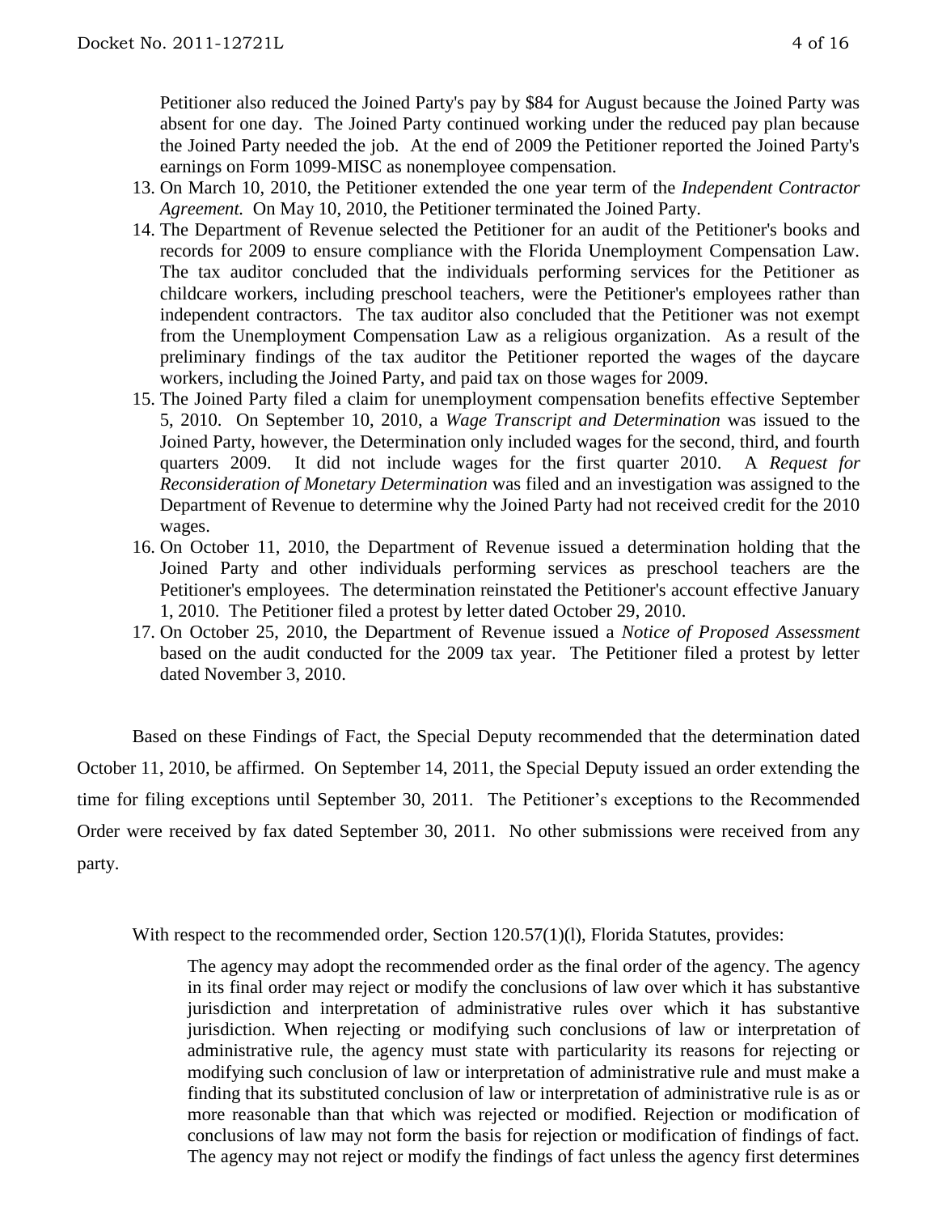Petitioner also reduced the Joined Party's pay by $84 for August because the Joined Party was absent for one day. The Joined Party continued working under the reduced pay plan because the Joined Party needed the job. At the end of 2009 the Petitioner reported the Joined Party's earnings on Form 1099-MISC as nonemployee compensation.

13. On March 10, 2010, the Petitioner extended the one year term of the *Independent Contractor Agreement.* On May 10, 2010, the Petitioner terminated the Joined Party.
14. The Department of Revenue selected the Petitioner for an audit of the Petitioner's books and records for 2009 to ensure compliance with the Florida Unemployment Compensation Law. The tax auditor concluded that the individuals performing services for the Petitioner as childcare workers, including preschool teachers, were the Petitioner's employees rather than independent contractors. The tax auditor also concluded that the Petitioner was not exempt from the Unemployment Compensation Law as a religious organization. As a result of the preliminary findings of the tax auditor the Petitioner reported the wages of the daycare workers, including the Joined Party, and paid tax on those wages for 2009.
15. The Joined Party filed a claim for unemployment compensation benefits effective September 5, 2010. On September 10, 2010, a *Wage Transcript and Determination* was issued to the Joined Party, however, the Determination only included wages for the second, third, and fourth quarters 2009. It did not include wages for the first quarter 2010. A *Request for Reconsideration of Monetary Determination* was filed and an investigation was assigned to the Department of Revenue to determine why the Joined Party had not received credit for the 2010 wages.
16. On October 11, 2010, the Department of Revenue issued a determination holding that the Joined Party and other individuals performing services as preschool teachers are the Petitioner's employees. The determination reinstated the Petitioner's account effective January 1, 2010. The Petitioner filed a protest by letter dated October 29, 2010.
17. On October 25, 2010, the Department of Revenue issued a *Notice of Proposed Assessment* based on the audit conducted for the 2009 tax year. The Petitioner filed a protest by letter dated November 3, 2010.

Based on these Findings of Fact, the Special Deputy recommended that the determination dated October 11, 2010, be affirmed. On September 14, 2011, the Special Deputy issued an order extending the time for filing exceptions until September 30, 2011. The Petitioner's exceptions to the Recommended Order were received by fax dated September 30, 2011. No other submissions were received from any party.

With respect to the recommended order, Section 120.57(1)(l), Florida Statutes, provides:

> The agency may adopt the recommended order as the final order of the agency. The agency in its final order may reject or modify the conclusions of law over which it has substantive jurisdiction and interpretation of administrative rules over which it has substantive jurisdiction. When rejecting or modifying such conclusions of law or interpretation of administrative rule, the agency must state with particularity its reasons for rejecting or modifying such conclusion of law or interpretation of administrative rule and must make a finding that its substituted conclusion of law or interpretation of administrative rule is as or more reasonable than that which was rejected or modified. Rejection or modification of conclusions of law may not form the basis for rejection or modification of findings of fact. The agency may not reject or modify the findings of fact unless the agency first determines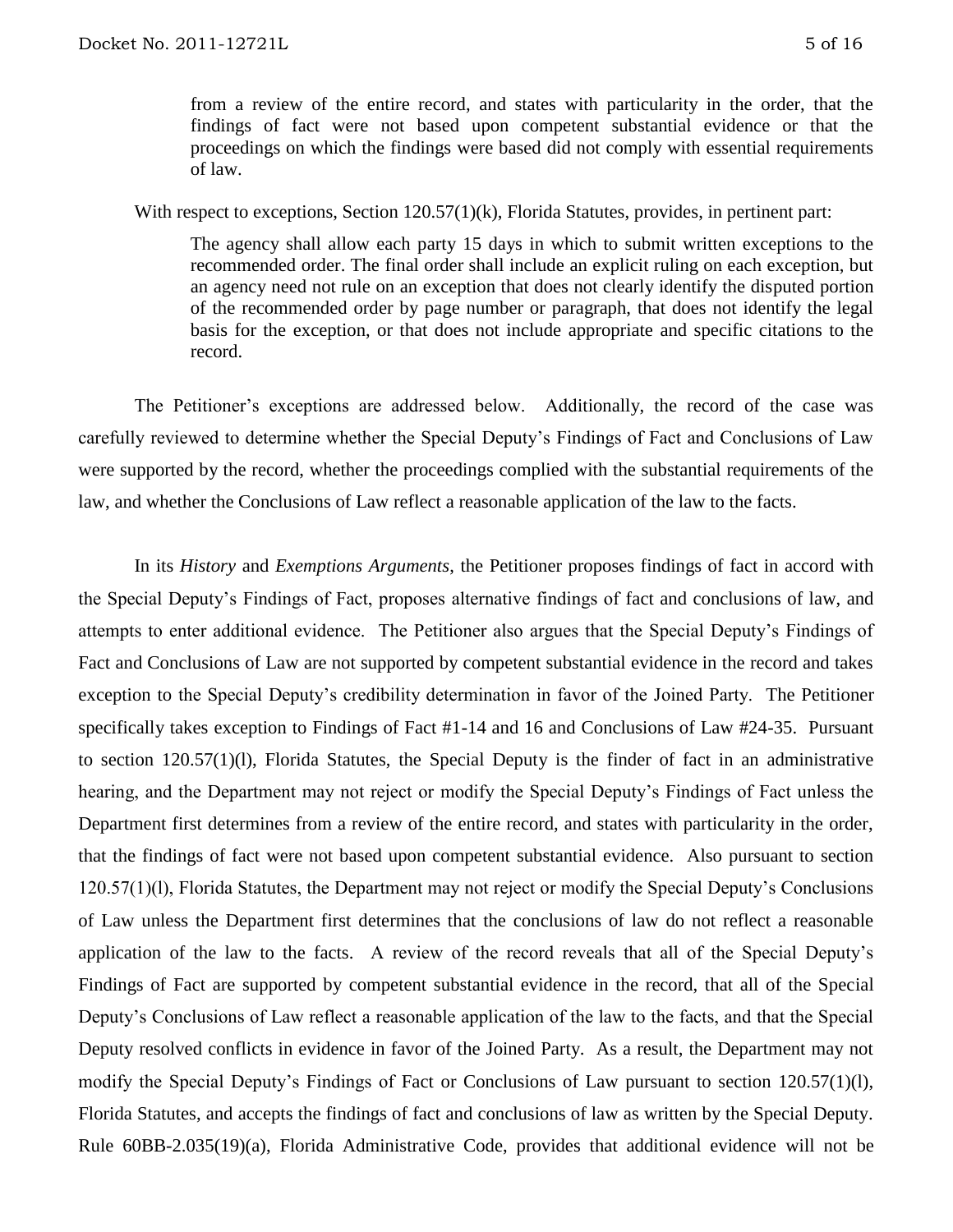> from a review of the entire record, and states with particularity in the order, that the findings of fact were not based upon competent substantial evidence or that the proceedings on which the findings were based did not comply with essential requirements of law.

With respect to exceptions, Section 120.57(1)(k), Florida Statutes, provides, in pertinent part:

> The agency shall allow each party 15 days in which to submit written exceptions to the recommended order. The final order shall include an explicit ruling on each exception, but an agency need not rule on an exception that does not clearly identify the disputed portion of the recommended order by page number or paragraph, that does not identify the legal basis for the exception, or that does not include appropriate and specific citations to the record.

The Petitioner's exceptions are addressed below. Additionally, the record of the case was carefully reviewed to determine whether the Special Deputy's Findings of Fact and Conclusions of Law were supported by the record, whether the proceedings complied with the substantial requirements of the law, and whether the Conclusions of Law reflect a reasonable application of the law to the facts.

In its *History* and *Exemptions Arguments*, the Petitioner proposes findings of fact in accord with the Special Deputy's Findings of Fact, proposes alternative findings of fact and conclusions of law, and attempts to enter additional evidence. The Petitioner also argues that the Special Deputy's Findings of Fact and Conclusions of Law are not supported by competent substantial evidence in the record and takes exception to the Special Deputy's credibility determination in favor of the Joined Party. The Petitioner specifically takes exception to Findings of Fact #1-14 and 16 and Conclusions of Law #24-35. Pursuant to section 120.57(1)(l), Florida Statutes, the Special Deputy is the finder of fact in an administrative hearing, and the Department may not reject or modify the Special Deputy's Findings of Fact unless the Department first determines from a review of the entire record, and states with particularity in the order, that the findings of fact were not based upon competent substantial evidence. Also pursuant to section 120.57(1)(l), Florida Statutes, the Department may not reject or modify the Special Deputy's Conclusions of Law unless the Department first determines that the conclusions of law do not reflect a reasonable application of the law to the facts. A review of the record reveals that all of the Special Deputy's Findings of Fact are supported by competent substantial evidence in the record, that all of the Special Deputy's Conclusions of Law reflect a reasonable application of the law to the facts, and that the Special Deputy resolved conflicts in evidence in favor of the Joined Party. As a result, the Department may not modify the Special Deputy's Findings of Fact or Conclusions of Law pursuant to section 120.57(1)(l), Florida Statutes, and accepts the findings of fact and conclusions of law as written by the Special Deputy. Rule 60BB-2.035(19)(a), Florida Administrative Code, provides that additional evidence will not be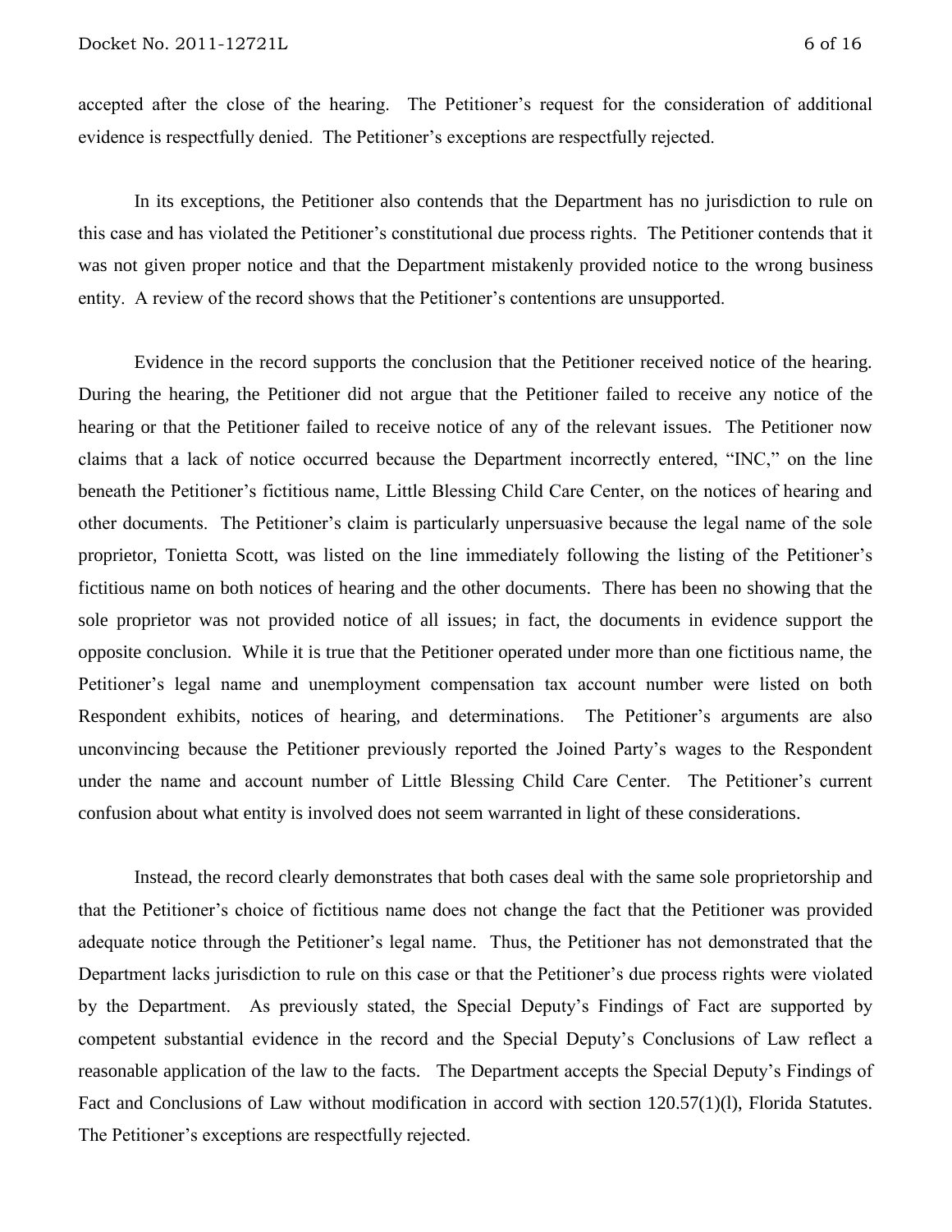accepted after the close of the hearing. The Petitioner's request for the consideration of additional evidence is respectfully denied. The Petitioner's exceptions are respectfully rejected.

In its exceptions, the Petitioner also contends that the Department has no jurisdiction to rule on this case and has violated the Petitioner's constitutional due process rights. The Petitioner contends that it was not given proper notice and that the Department mistakenly provided notice to the wrong business entity. A review of the record shows that the Petitioner's contentions are unsupported.

Evidence in the record supports the conclusion that the Petitioner received notice of the hearing. During the hearing, the Petitioner did not argue that the Petitioner failed to receive any notice of the hearing or that the Petitioner failed to receive notice of any of the relevant issues. The Petitioner now claims that a lack of notice occurred because the Department incorrectly entered, "INC," on the line beneath the Petitioner's fictitious name, Little Blessing Child Care Center, on the notices of hearing and other documents. The Petitioner's claim is particularly unpersuasive because the legal name of the sole proprietor, Tonietta Scott, was listed on the line immediately following the listing of the Petitioner's fictitious name on both notices of hearing and the other documents. There has been no showing that the sole proprietor was not provided notice of all issues; in fact, the documents in evidence support the opposite conclusion. While it is true that the Petitioner operated under more than one fictitious name, the Petitioner's legal name and unemployment compensation tax account number were listed on both Respondent exhibits, notices of hearing, and determinations. The Petitioner's arguments are also unconvincing because the Petitioner previously reported the Joined Party's wages to the Respondent under the name and account number of Little Blessing Child Care Center. The Petitioner's current confusion about what entity is involved does not seem warranted in light of these considerations.

Instead, the record clearly demonstrates that both cases deal with the same sole proprietorship and that the Petitioner's choice of fictitious name does not change the fact that the Petitioner was provided adequate notice through the Petitioner's legal name. Thus, the Petitioner has not demonstrated that the Department lacks jurisdiction to rule on this case or that the Petitioner's due process rights were violated by the Department. As previously stated, the Special Deputy's Findings of Fact are supported by competent substantial evidence in the record and the Special Deputy's Conclusions of Law reflect a reasonable application of the law to the facts. The Department accepts the Special Deputy's Findings of Fact and Conclusions of Law without modification in accord with section 120.57(1)(l), Florida Statutes. The Petitioner's exceptions are respectfully rejected.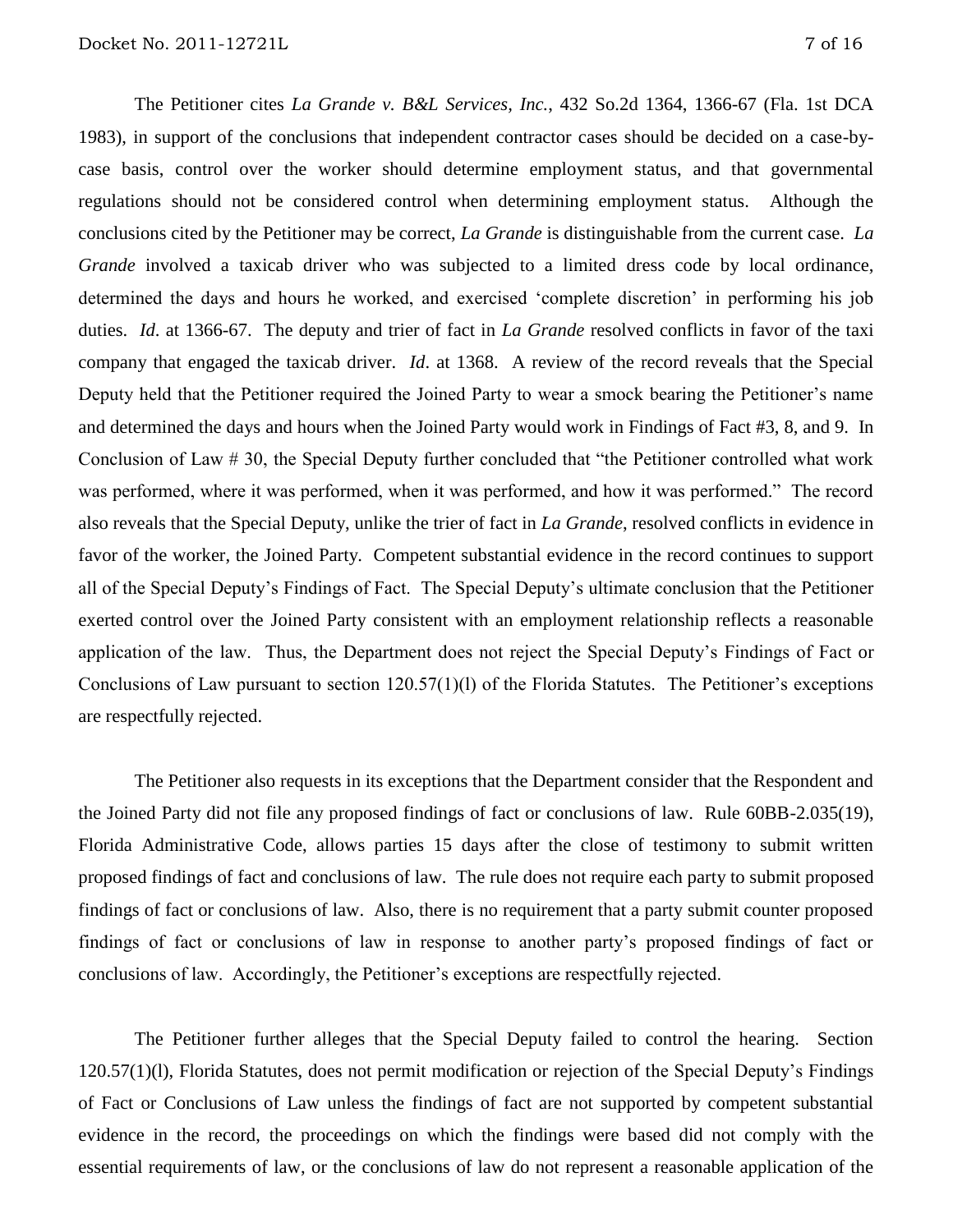The Petitioner cites *La Grande v. B&L Services, Inc.*, 432 So.2d 1364, 1366-67 (Fla. 1st DCA 1983), in support of the conclusions that independent contractor cases should be decided on a case-by-case basis, control over the worker should determine employment status, and that governmental regulations should not be considered control when determining employment status. Although the conclusions cited by the Petitioner may be correct, *La Grande* is distinguishable from the current case. *La Grande* involved a taxicab driver who was subjected to a limited dress code by local ordinance, determined the days and hours he worked, and exercised 'complete discretion' in performing his job duties. *Id*. at 1366-67. The deputy and trier of fact in *La Grande* resolved conflicts in favor of the taxi company that engaged the taxicab driver. *Id*. at 1368. A review of the record reveals that the Special Deputy held that the Petitioner required the Joined Party to wear a smock bearing the Petitioner's name and determined the days and hours when the Joined Party would work in Findings of Fact #3, 8, and 9. In Conclusion of Law # 30, the Special Deputy further concluded that "the Petitioner controlled what work was performed, where it was performed, when it was performed, and how it was performed." The record also reveals that the Special Deputy, unlike the trier of fact in *La Grande*, resolved conflicts in evidence in favor of the worker, the Joined Party. Competent substantial evidence in the record continues to support all of the Special Deputy's Findings of Fact. The Special Deputy's ultimate conclusion that the Petitioner exerted control over the Joined Party consistent with an employment relationship reflects a reasonable application of the law. Thus, the Department does not reject the Special Deputy's Findings of Fact or Conclusions of Law pursuant to section 120.57(1)(l) of the Florida Statutes. The Petitioner's exceptions are respectfully rejected.

The Petitioner also requests in its exceptions that the Department consider that the Respondent and the Joined Party did not file any proposed findings of fact or conclusions of law. Rule 60BB-2.035(19), Florida Administrative Code, allows parties 15 days after the close of testimony to submit written proposed findings of fact and conclusions of law. The rule does not require each party to submit proposed findings of fact or conclusions of law. Also, there is no requirement that a party submit counter proposed findings of fact or conclusions of law in response to another party's proposed findings of fact or conclusions of law. Accordingly, the Petitioner's exceptions are respectfully rejected.

The Petitioner further alleges that the Special Deputy failed to control the hearing. Section 120.57(1)(l), Florida Statutes, does not permit modification or rejection of the Special Deputy's Findings of Fact or Conclusions of Law unless the findings of fact are not supported by competent substantial evidence in the record, the proceedings on which the findings were based did not comply with the essential requirements of law, or the conclusions of law do not represent a reasonable application of the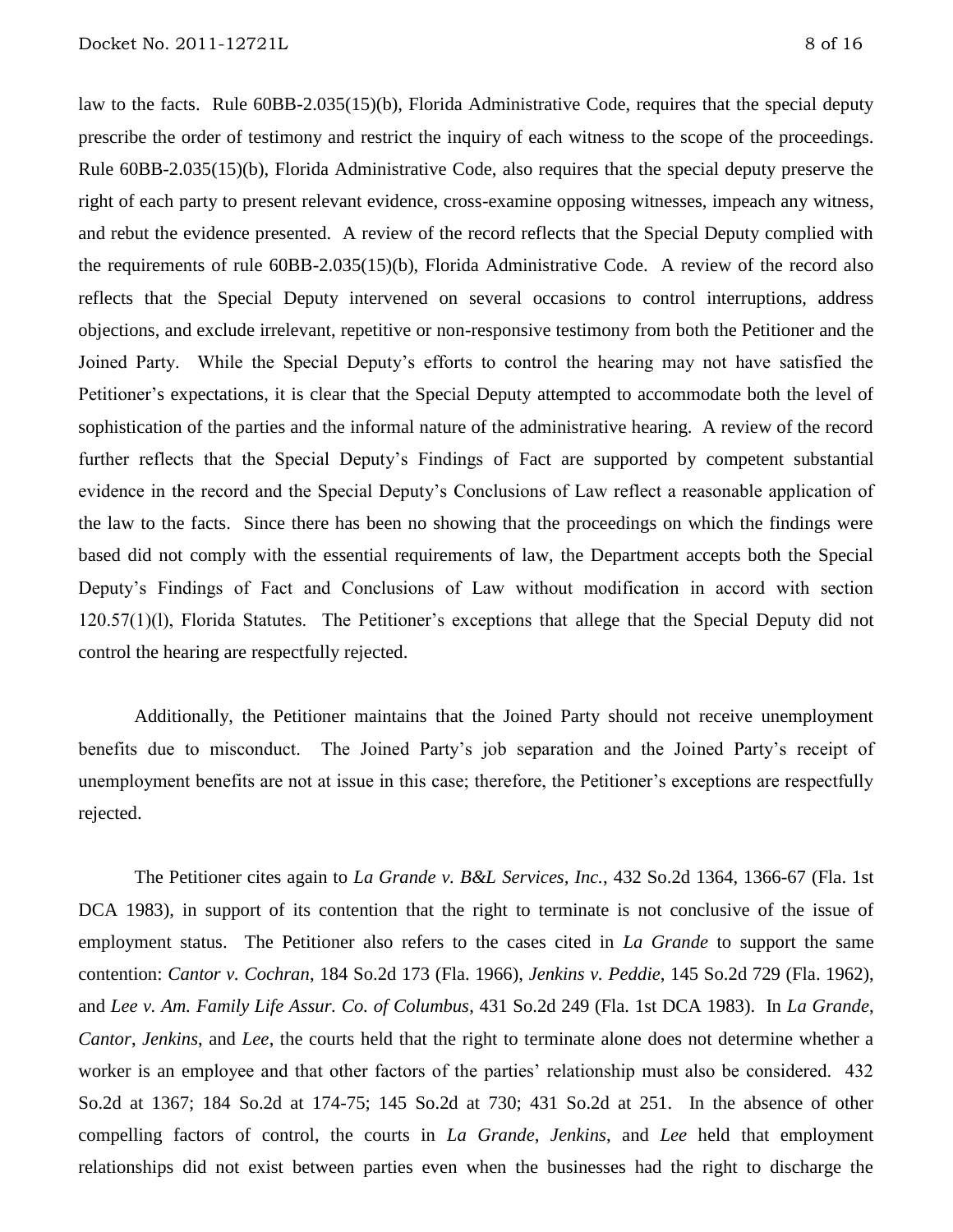law to the facts. Rule 60BB-2.035(15)(b), Florida Administrative Code, requires that the special deputy prescribe the order of testimony and restrict the inquiry of each witness to the scope of the proceedings. Rule 60BB-2.035(15)(b), Florida Administrative Code, also requires that the special deputy preserve the right of each party to present relevant evidence, cross-examine opposing witnesses, impeach any witness, and rebut the evidence presented. A review of the record reflects that the Special Deputy complied with the requirements of rule 60BB-2.035(15)(b), Florida Administrative Code. A review of the record also reflects that the Special Deputy intervened on several occasions to control interruptions, address objections, and exclude irrelevant, repetitive or non-responsive testimony from both the Petitioner and the Joined Party. While the Special Deputy's efforts to control the hearing may not have satisfied the Petitioner's expectations, it is clear that the Special Deputy attempted to accommodate both the level of sophistication of the parties and the informal nature of the administrative hearing. A review of the record further reflects that the Special Deputy's Findings of Fact are supported by competent substantial evidence in the record and the Special Deputy's Conclusions of Law reflect a reasonable application of the law to the facts. Since there has been no showing that the proceedings on which the findings were based did not comply with the essential requirements of law, the Department accepts both the Special Deputy's Findings of Fact and Conclusions of Law without modification in accord with section 120.57(1)(l), Florida Statutes. The Petitioner's exceptions that allege that the Special Deputy did not control the hearing are respectfully rejected.

Additionally, the Petitioner maintains that the Joined Party should not receive unemployment benefits due to misconduct. The Joined Party's job separation and the Joined Party's receipt of unemployment benefits are not at issue in this case; therefore, the Petitioner's exceptions are respectfully rejected.

The Petitioner cites again to *La Grande v. B&L Services, Inc.*, 432 So.2d 1364, 1366-67 (Fla. 1st DCA 1983), in support of its contention that the right to terminate is not conclusive of the issue of employment status. The Petitioner also refers to the cases cited in *La Grande* to support the same contention: *Cantor v. Cochran*, 184 So.2d 173 (Fla. 1966), *Jenkins v. Peddie*, 145 So.2d 729 (Fla. 1962), and *Lee v. Am. Family Life Assur. Co. of Columbus*, 431 So.2d 249 (Fla. 1st DCA 1983). In *La Grande*, *Cantor*, *Jenkins*, and *Lee*, the courts held that the right to terminate alone does not determine whether a worker is an employee and that other factors of the parties' relationship must also be considered. 432 So.2d at 1367; 184 So.2d at 174-75; 145 So.2d at 730; 431 So.2d at 251. In the absence of other compelling factors of control, the courts in *La Grande*, *Jenkins*, and *Lee* held that employment relationships did not exist between parties even when the businesses had the right to discharge the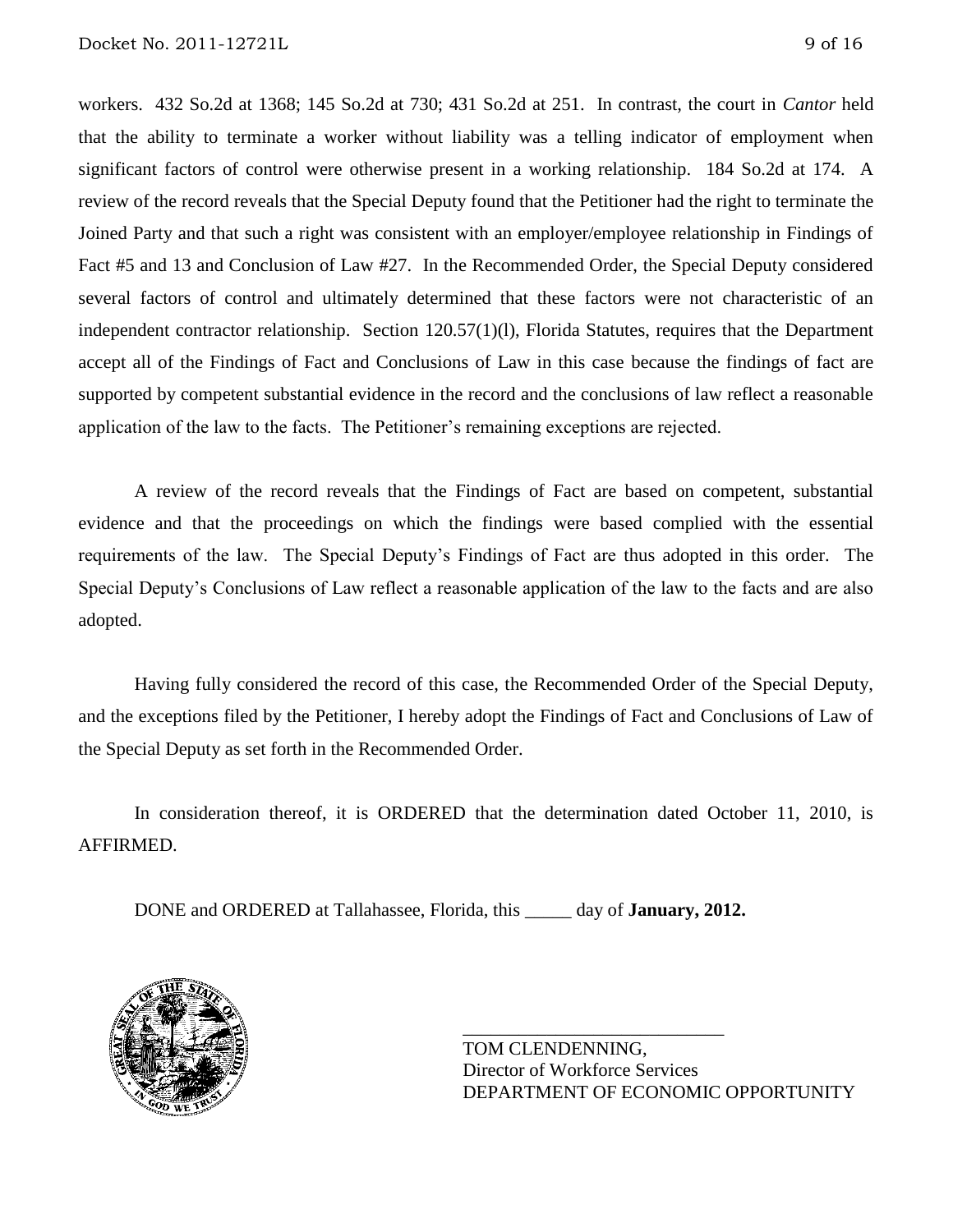workers. 432 So.2d at 1368; 145 So.2d at 730; 431 So.2d at 251. In contrast, the court in *Cantor* held that the ability to terminate a worker without liability was a telling indicator of employment when significant factors of control were otherwise present in a working relationship. 184 So.2d at 174. A review of the record reveals that the Special Deputy found that the Petitioner had the right to terminate the Joined Party and that such a right was consistent with an employer/employee relationship in Findings of Fact #5 and 13 and Conclusion of Law #27. In the Recommended Order, the Special Deputy considered several factors of control and ultimately determined that these factors were not characteristic of an independent contractor relationship. Section 120.57(1)(l), Florida Statutes, requires that the Department accept all of the Findings of Fact and Conclusions of Law in this case because the findings of fact are supported by competent substantial evidence in the record and the conclusions of law reflect a reasonable application of the law to the facts. The Petitioner's remaining exceptions are rejected.

A review of the record reveals that the Findings of Fact are based on competent, substantial evidence and that the proceedings on which the findings were based complied with the essential requirements of the law. The Special Deputy's Findings of Fact are thus adopted in this order. The Special Deputy's Conclusions of Law reflect a reasonable application of the law to the facts and are also adopted.

Having fully considered the record of this case, the Recommended Order of the Special Deputy, and the exceptions filed by the Petitioner, I hereby adopt the Findings of Fact and Conclusions of Law of the Special Deputy as set forth in the Recommended Order.

In consideration thereof, it is ORDERED that the determination dated October 11, 2010, is AFFIRMED.

DONE and ORDERED at Tallahassee, Florida, this _____ day of **January, 2012.**

\_\_\_\_\_\_\_\_\_\_\_\_\_\_\_\_\_\_\_\_\_\_\_\_\_\_\_\_\_\_

TOM CLENDENNING,
Director of Workforce Services
DEPARTMENT OF ECONOMIC OPPORTUNITY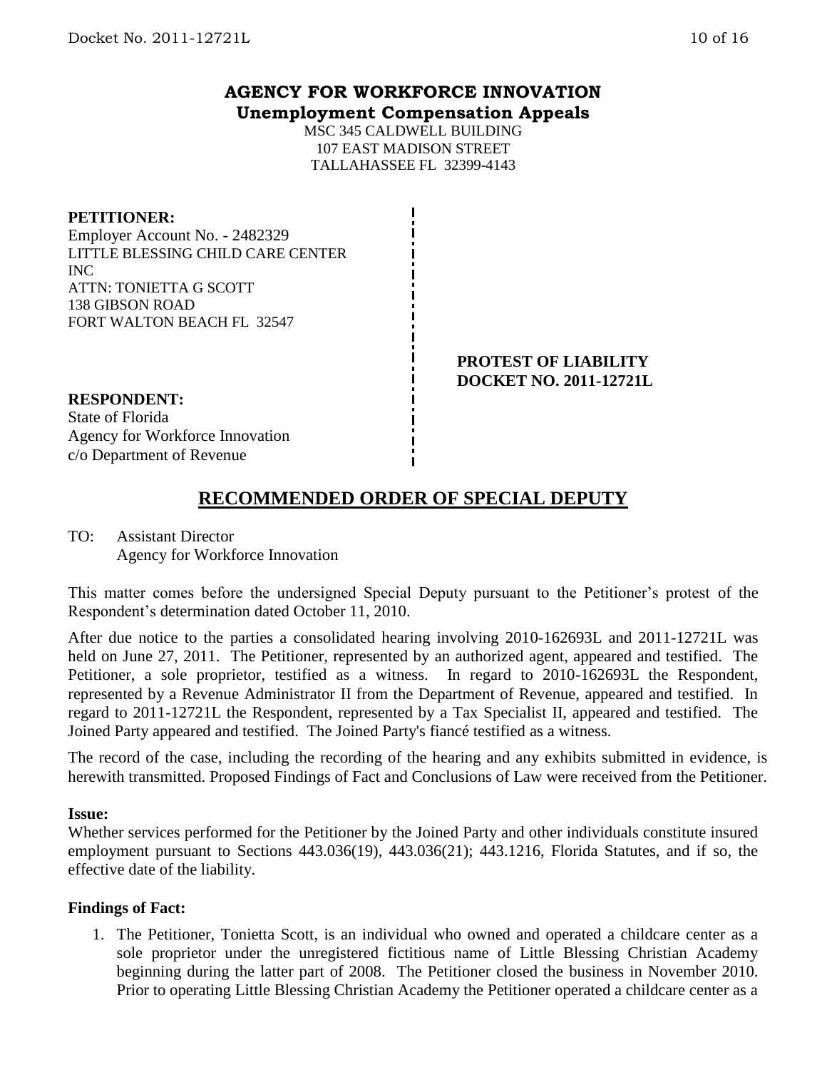**AGENCY FOR WORKFORCE INNOVATION**
**Unemployment Compensation Appeals**

MSC 345 CALDWELL BUILDING
107 EAST MADISON STREET
TALLAHASSEE FL 32399-4143

**PETITIONER:**
Employer Account No. - 2482329
LITTLE BLESSING CHILD CARE CENTER INC
ATTN: TONIETTA G SCOTT
138 GIBSON ROAD
FORT WALTON BEACH FL 32547

**PROTEST OF LIABILITY**
**DOCKET NO. 2011-12721L**

**RESPONDENT:**
State of Florida
Agency for Workforce Innovation
c/o Department of Revenue

## RECOMMENDED ORDER OF SPECIAL DEPUTY

TO: Assistant Director
Agency for Workforce Innovation

This matter comes before the undersigned Special Deputy pursuant to the Petitioner's protest of the Respondent's determination dated October 11, 2010.

After due notice to the parties a consolidated hearing involving 2010-162693L and 2011-12721L was held on June 27, 2011. The Petitioner, represented by an authorized agent, appeared and testified. The Petitioner, a sole proprietor, testified as a witness. In regard to 2010-162693L the Respondent, represented by a Revenue Administrator II from the Department of Revenue, appeared and testified. In regard to 2011-12721L the Respondent, represented by a Tax Specialist II, appeared and testified. The Joined Party appeared and testified. The Joined Party's fiancé testified as a witness.

The record of the case, including the recording of the hearing and any exhibits submitted in evidence, is herewith transmitted. Proposed Findings of Fact and Conclusions of Law were received from the Petitioner.

**Issue:**
Whether services performed for the Petitioner by the Joined Party and other individuals constitute insured employment pursuant to Sections 443.036(19), 443.036(21); 443.1216, Florida Statutes, and if so, the effective date of the liability.

**Findings of Fact:**

1. The Petitioner, Tonietta Scott, is an individual who owned and operated a childcare center as a sole proprietor under the unregistered fictitious name of Little Blessing Christian Academy beginning during the latter part of 2008. The Petitioner closed the business in November 2010. Prior to operating Little Blessing Christian Academy the Petitioner operated a childcare center as a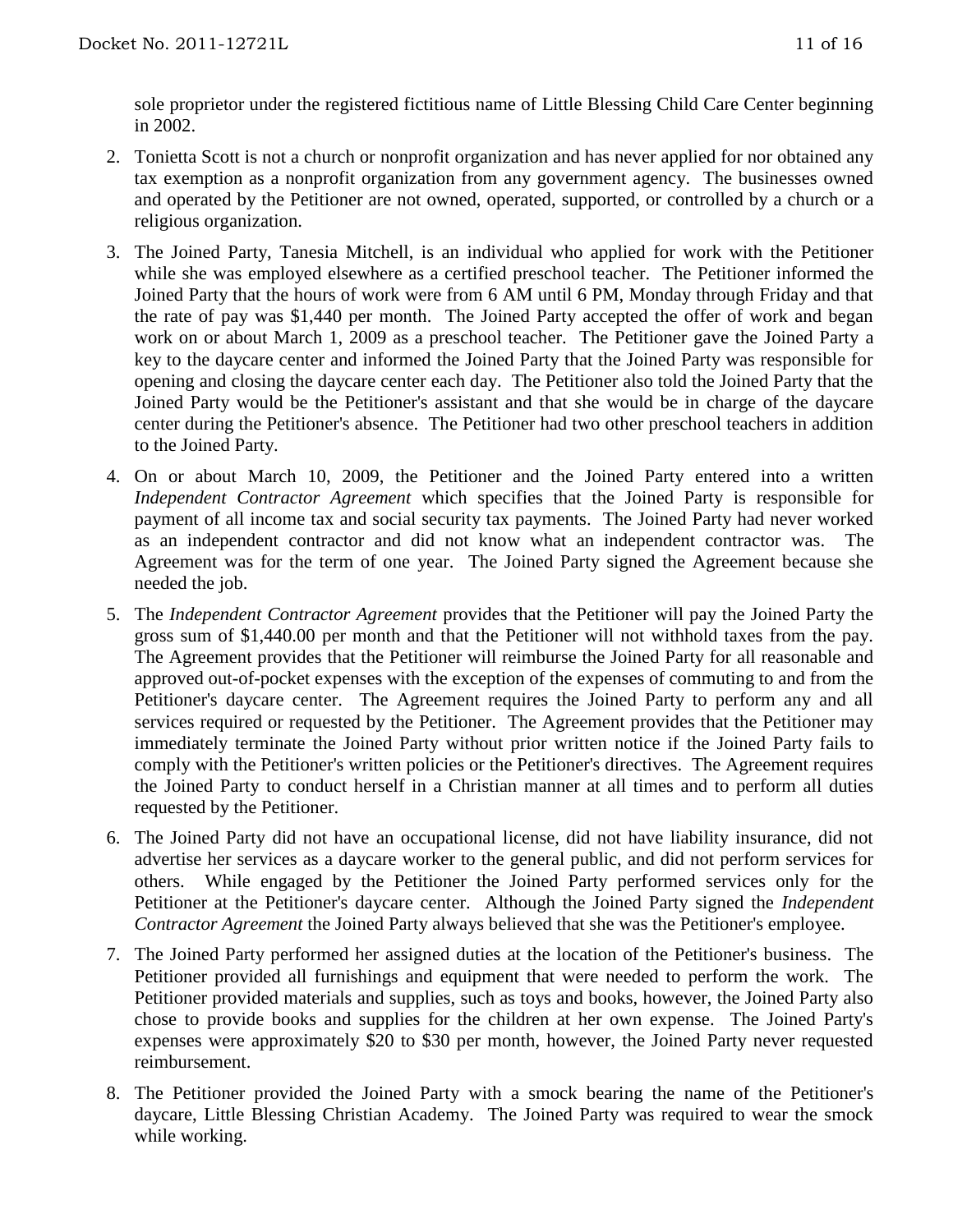sole proprietor under the registered fictitious name of Little Blessing Child Care Center beginning in 2002.

2. Tonietta Scott is not a church or nonprofit organization and has never applied for nor obtained any tax exemption as a nonprofit organization from any government agency. The businesses owned and operated by the Petitioner are not owned, operated, supported, or controlled by a church or a religious organization.

3. The Joined Party, Tanesia Mitchell, is an individual who applied for work with the Petitioner while she was employed elsewhere as a certified preschool teacher. The Petitioner informed the Joined Party that the hours of work were from 6 AM until 6 PM, Monday through Friday and that the rate of pay was $1,440 per month. The Joined Party accepted the offer of work and began work on or about March 1, 2009 as a preschool teacher. The Petitioner gave the Joined Party a key to the daycare center and informed the Joined Party that the Joined Party was responsible for opening and closing the daycare center each day. The Petitioner also told the Joined Party that the Joined Party would be the Petitioner's assistant and that she would be in charge of the daycare center during the Petitioner's absence. The Petitioner had two other preschool teachers in addition to the Joined Party.

4. On or about March 10, 2009, the Petitioner and the Joined Party entered into a written *Independent Contractor Agreement* which specifies that the Joined Party is responsible for payment of all income tax and social security tax payments. The Joined Party had never worked as an independent contractor and did not know what an independent contractor was. The Agreement was for the term of one year. The Joined Party signed the Agreement because she needed the job.

5. The *Independent Contractor Agreement* provides that the Petitioner will pay the Joined Party the gross sum of $1,440.00 per month and that the Petitioner will not withhold taxes from the pay. The Agreement provides that the Petitioner will reimburse the Joined Party for all reasonable and approved out-of-pocket expenses with the exception of the expenses of commuting to and from the Petitioner's daycare center. The Agreement requires the Joined Party to perform any and all services required or requested by the Petitioner. The Agreement provides that the Petitioner may immediately terminate the Joined Party without prior written notice if the Joined Party fails to comply with the Petitioner's written policies or the Petitioner's directives. The Agreement requires the Joined Party to conduct herself in a Christian manner at all times and to perform all duties requested by the Petitioner.

6. The Joined Party did not have an occupational license, did not have liability insurance, did not advertise her services as a daycare worker to the general public, and did not perform services for others. While engaged by the Petitioner the Joined Party performed services only for the Petitioner at the Petitioner's daycare center. Although the Joined Party signed the *Independent Contractor Agreement* the Joined Party always believed that she was the Petitioner's employee.

7. The Joined Party performed her assigned duties at the location of the Petitioner's business. The Petitioner provided all furnishings and equipment that were needed to perform the work. The Petitioner provided materials and supplies, such as toys and books, however, the Joined Party also chose to provide books and supplies for the children at her own expense. The Joined Party's expenses were approximately $20 to $30 per month, however, the Joined Party never requested reimbursement.

8. The Petitioner provided the Joined Party with a smock bearing the name of the Petitioner's daycare, Little Blessing Christian Academy. The Joined Party was required to wear the smock while working.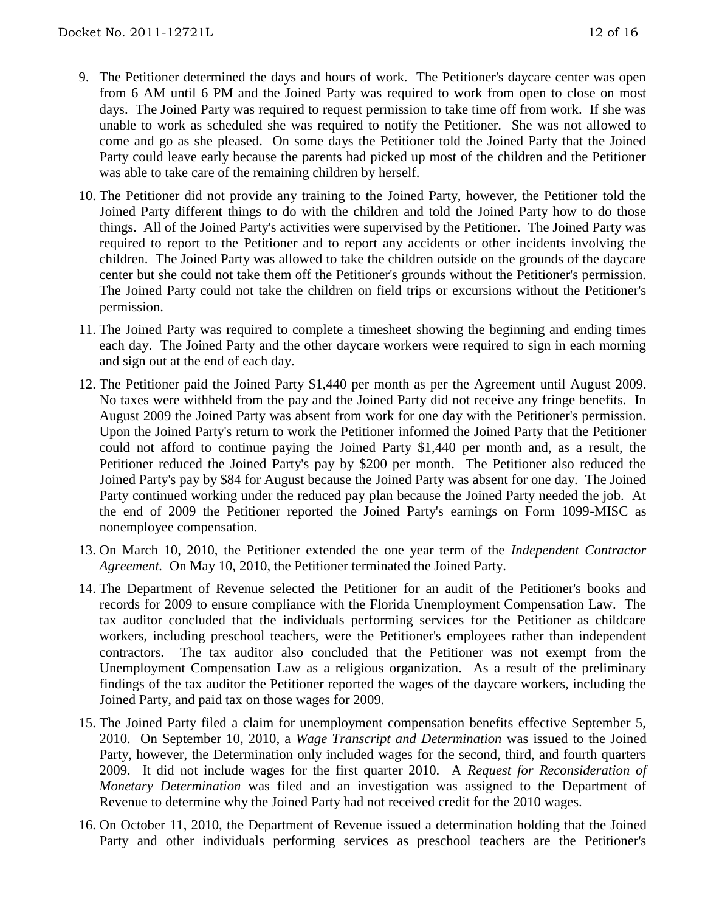9. The Petitioner determined the days and hours of work. The Petitioner's daycare center was open from 6 AM until 6 PM and the Joined Party was required to work from open to close on most days. The Joined Party was required to request permission to take time off from work. If she was unable to work as scheduled she was required to notify the Petitioner. She was not allowed to come and go as she pleased. On some days the Petitioner told the Joined Party that the Joined Party could leave early because the parents had picked up most of the children and the Petitioner was able to take care of the remaining children by herself.

10. The Petitioner did not provide any training to the Joined Party, however, the Petitioner told the Joined Party different things to do with the children and told the Joined Party how to do those things. All of the Joined Party's activities were supervised by the Petitioner. The Joined Party was required to report to the Petitioner and to report any accidents or other incidents involving the children. The Joined Party was allowed to take the children outside on the grounds of the daycare center but she could not take them off the Petitioner's grounds without the Petitioner's permission. The Joined Party could not take the children on field trips or excursions without the Petitioner's permission.

11. The Joined Party was required to complete a timesheet showing the beginning and ending times each day. The Joined Party and the other daycare workers were required to sign in each morning and sign out at the end of each day.

12. The Petitioner paid the Joined Party $1,440 per month as per the Agreement until August 2009. No taxes were withheld from the pay and the Joined Party did not receive any fringe benefits. In August 2009 the Joined Party was absent from work for one day with the Petitioner's permission. Upon the Joined Party's return to work the Petitioner informed the Joined Party that the Petitioner could not afford to continue paying the Joined Party $1,440 per month and, as a result, the Petitioner reduced the Joined Party's pay by $200 per month. The Petitioner also reduced the Joined Party's pay by $84 for August because the Joined Party was absent for one day. The Joined Party continued working under the reduced pay plan because the Joined Party needed the job. At the end of 2009 the Petitioner reported the Joined Party's earnings on Form 1099-MISC as nonemployee compensation.

13. On March 10, 2010, the Petitioner extended the one year term of the *Independent Contractor Agreement.* On May 10, 2010, the Petitioner terminated the Joined Party.

14. The Department of Revenue selected the Petitioner for an audit of the Petitioner's books and records for 2009 to ensure compliance with the Florida Unemployment Compensation Law. The tax auditor concluded that the individuals performing services for the Petitioner as childcare workers, including preschool teachers, were the Petitioner's employees rather than independent contractors. The tax auditor also concluded that the Petitioner was not exempt from the Unemployment Compensation Law as a religious organization. As a result of the preliminary findings of the tax auditor the Petitioner reported the wages of the daycare workers, including the Joined Party, and paid tax on those wages for 2009.

15. The Joined Party filed a claim for unemployment compensation benefits effective September 5, 2010. On September 10, 2010, a *Wage Transcript and Determination* was issued to the Joined Party, however, the Determination only included wages for the second, third, and fourth quarters 2009. It did not include wages for the first quarter 2010. A *Request for Reconsideration of Monetary Determination* was filed and an investigation was assigned to the Department of Revenue to determine why the Joined Party had not received credit for the 2010 wages.

16. On October 11, 2010, the Department of Revenue issued a determination holding that the Joined Party and other individuals performing services as preschool teachers are the Petitioner's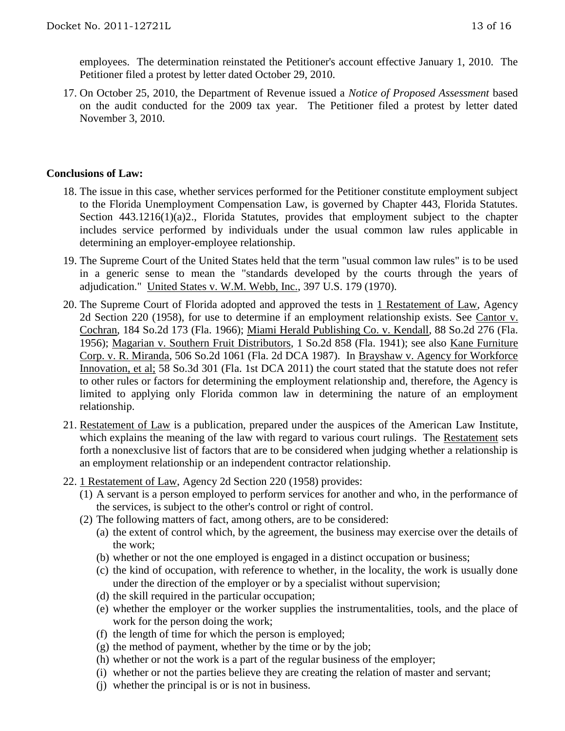employees. The determination reinstated the Petitioner's account effective January 1, 2010. The Petitioner filed a protest by letter dated October 29, 2010.

17. On October 25, 2010, the Department of Revenue issued a *Notice of Proposed Assessment* based on the audit conducted for the 2009 tax year. The Petitioner filed a protest by letter dated November 3, 2010.

**Conclusions of Law:**

18. The issue in this case, whether services performed for the Petitioner constitute employment subject to the Florida Unemployment Compensation Law, is governed by Chapter 443, Florida Statutes. Section 443.1216(1)(a)2., Florida Statutes, provides that employment subject to the chapter includes service performed by individuals under the usual common law rules applicable in determining an employer-employee relationship.

19. The Supreme Court of the United States held that the term "usual common law rules" is to be used in a generic sense to mean the "standards developed by the courts through the years of adjudication." United States v. W.M. Webb, Inc., 397 U.S. 179 (1970).

20. The Supreme Court of Florida adopted and approved the tests in 1 Restatement of Law, Agency 2d Section 220 (1958), for use to determine if an employment relationship exists. See Cantor v. Cochran, 184 So.2d 173 (Fla. 1966); Miami Herald Publishing Co. v. Kendall, 88 So.2d 276 (Fla. 1956); Magarian v. Southern Fruit Distributors, 1 So.2d 858 (Fla. 1941); see also Kane Furniture Corp. v. R. Miranda, 506 So.2d 1061 (Fla. 2d DCA 1987). In Brayshaw v. Agency for Workforce Innovation, et al; 58 So.3d 301 (Fla. 1st DCA 2011) the court stated that the statute does not refer to other rules or factors for determining the employment relationship and, therefore, the Agency is limited to applying only Florida common law in determining the nature of an employment relationship.

21. Restatement of Law is a publication, prepared under the auspices of the American Law Institute, which explains the meaning of the law with regard to various court rulings. The Restatement sets forth a nonexclusive list of factors that are to be considered when judging whether a relationship is an employment relationship or an independent contractor relationship.

22. 1 Restatement of Law, Agency 2d Section 220 (1958) provides:
    (1) A servant is a person employed to perform services for another and who, in the performance of the services, is subject to the other's control or right of control.
    (2) The following matters of fact, among others, are to be considered:
        (a) the extent of control which, by the agreement, the business may exercise over the details of the work;
        (b) whether or not the one employed is engaged in a distinct occupation or business;
        (c) the kind of occupation, with reference to whether, in the locality, the work is usually done under the direction of the employer or by a specialist without supervision;
        (d) the skill required in the particular occupation;
        (e) whether the employer or the worker supplies the instrumentalities, tools, and the place of work for the person doing the work;
        (f) the length of time for which the person is employed;
        (g) the method of payment, whether by the time or by the job;
        (h) whether or not the work is a part of the regular business of the employer;
        (i) whether or not the parties believe they are creating the relation of master and servant;
        (j) whether the principal is or is not in business.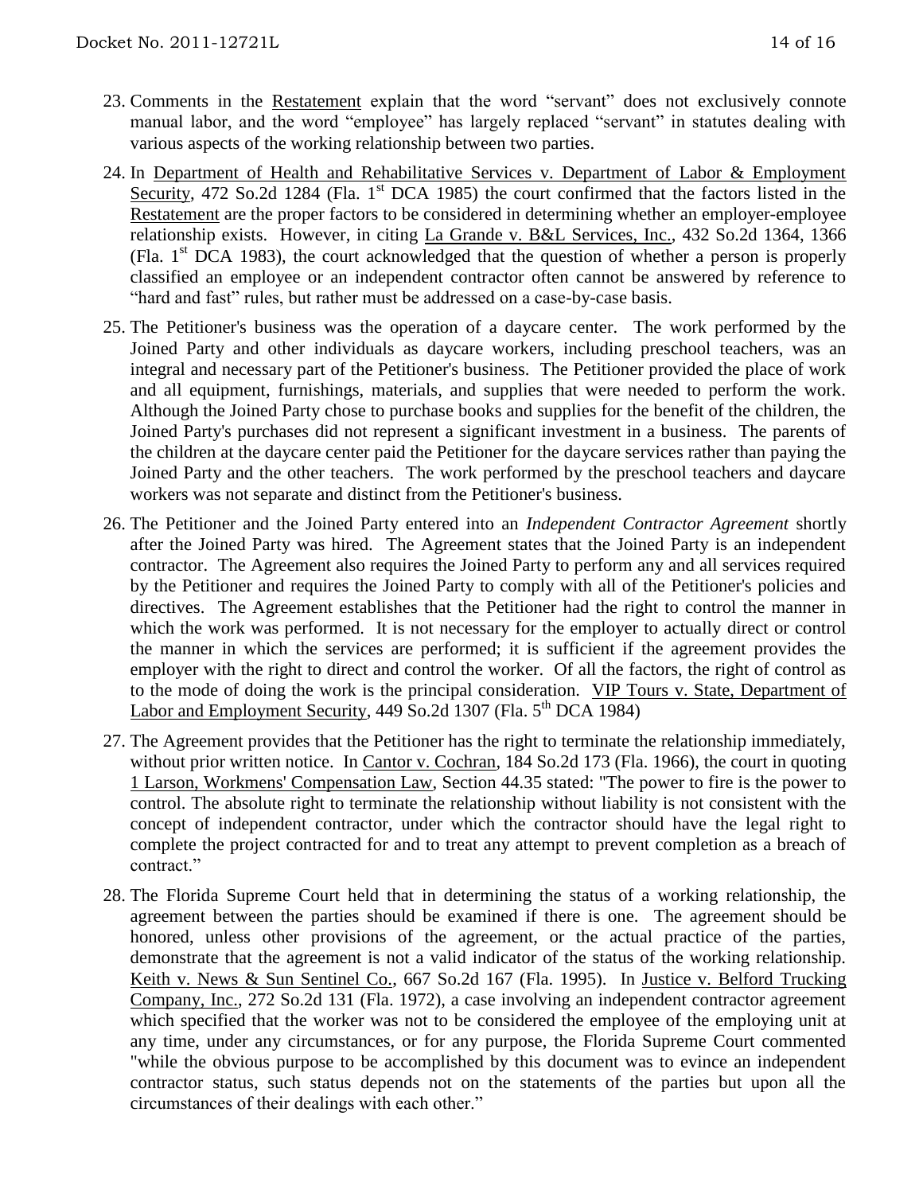23. Comments in the Restatement explain that the word "servant" does not exclusively connote manual labor, and the word "employee" has largely replaced "servant" in statutes dealing with various aspects of the working relationship between two parties.

24. In Department of Health and Rehabilitative Services v. Department of Labor & Employment Security, 472 So.2d 1284 (Fla. 1st DCA 1985) the court confirmed that the factors listed in the Restatement are the proper factors to be considered in determining whether an employer-employee relationship exists. However, in citing La Grande v. B&L Services, Inc., 432 So.2d 1364, 1366 (Fla. 1st DCA 1983), the court acknowledged that the question of whether a person is properly classified an employee or an independent contractor often cannot be answered by reference to "hard and fast" rules, but rather must be addressed on a case-by-case basis.

25. The Petitioner's business was the operation of a daycare center. The work performed by the Joined Party and other individuals as daycare workers, including preschool teachers, was an integral and necessary part of the Petitioner's business. The Petitioner provided the place of work and all equipment, furnishings, materials, and supplies that were needed to perform the work. Although the Joined Party chose to purchase books and supplies for the benefit of the children, the Joined Party's purchases did not represent a significant investment in a business. The parents of the children at the daycare center paid the Petitioner for the daycare services rather than paying the Joined Party and the other teachers. The work performed by the preschool teachers and daycare workers was not separate and distinct from the Petitioner's business.

26. The Petitioner and the Joined Party entered into an *Independent Contractor Agreement* shortly after the Joined Party was hired. The Agreement states that the Joined Party is an independent contractor. The Agreement also requires the Joined Party to perform any and all services required by the Petitioner and requires the Joined Party to comply with all of the Petitioner's policies and directives. The Agreement establishes that the Petitioner had the right to control the manner in which the work was performed. It is not necessary for the employer to actually direct or control the manner in which the services are performed; it is sufficient if the agreement provides the employer with the right to direct and control the worker. Of all the factors, the right of control as to the mode of doing the work is the principal consideration. VIP Tours v. State, Department of Labor and Employment Security, 449 So.2d 1307 (Fla. 5th DCA 1984)

27. The Agreement provides that the Petitioner has the right to terminate the relationship immediately, without prior written notice. In Cantor v. Cochran, 184 So.2d 173 (Fla. 1966), the court in quoting 1 Larson, Workmens' Compensation Law, Section 44.35 stated: "The power to fire is the power to control. The absolute right to terminate the relationship without liability is not consistent with the concept of independent contractor, under which the contractor should have the legal right to complete the project contracted for and to treat any attempt to prevent completion as a breach of contract."

28. The Florida Supreme Court held that in determining the status of a working relationship, the agreement between the parties should be examined if there is one. The agreement should be honored, unless other provisions of the agreement, or the actual practice of the parties, demonstrate that the agreement is not a valid indicator of the status of the working relationship. Keith v. News & Sun Sentinel Co., 667 So.2d 167 (Fla. 1995). In Justice v. Belford Trucking Company, Inc., 272 So.2d 131 (Fla. 1972), a case involving an independent contractor agreement which specified that the worker was not to be considered the employee of the employing unit at any time, under any circumstances, or for any purpose, the Florida Supreme Court commented "while the obvious purpose to be accomplished by this document was to evince an independent contractor status, such status depends not on the statements of the parties but upon all the circumstances of their dealings with each other."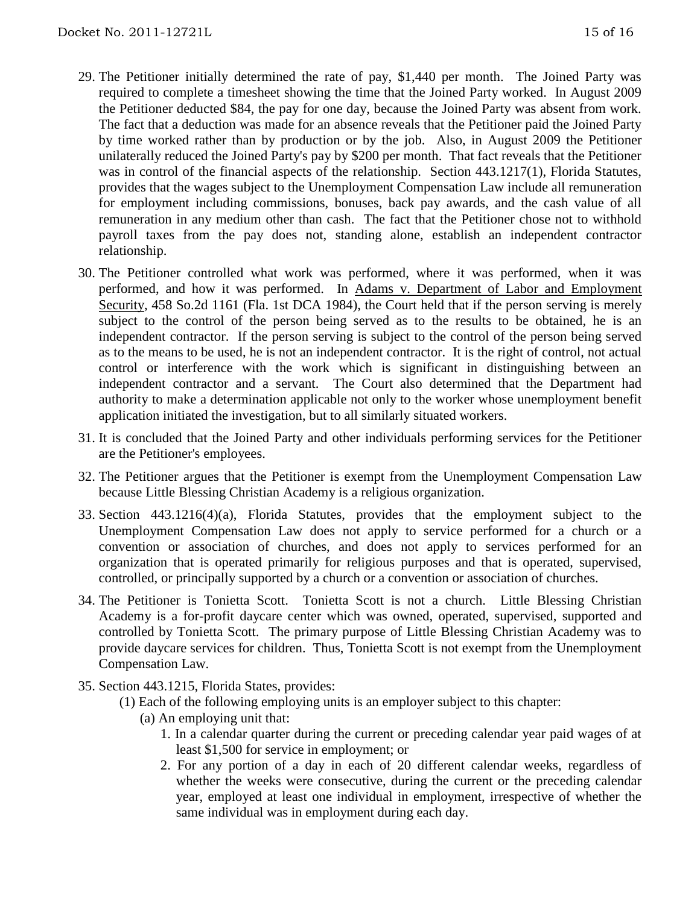29. The Petitioner initially determined the rate of pay, $1,440 per month. The Joined Party was required to complete a timesheet showing the time that the Joined Party worked. In August 2009 the Petitioner deducted $84, the pay for one day, because the Joined Party was absent from work. The fact that a deduction was made for an absence reveals that the Petitioner paid the Joined Party by time worked rather than by production or by the job. Also, in August 2009 the Petitioner unilaterally reduced the Joined Party's pay by $200 per month. That fact reveals that the Petitioner was in control of the financial aspects of the relationship. Section 443.1217(1), Florida Statutes, provides that the wages subject to the Unemployment Compensation Law include all remuneration for employment including commissions, bonuses, back pay awards, and the cash value of all remuneration in any medium other than cash. The fact that the Petitioner chose not to withhold payroll taxes from the pay does not, standing alone, establish an independent contractor relationship.

30. The Petitioner controlled what work was performed, where it was performed, when it was performed, and how it was performed. In Adams v. Department of Labor and Employment Security, 458 So.2d 1161 (Fla. 1st DCA 1984), the Court held that if the person serving is merely subject to the control of the person being served as to the results to be obtained, he is an independent contractor. If the person serving is subject to the control of the person being served as to the means to be used, he is not an independent contractor. It is the right of control, not actual control or interference with the work which is significant in distinguishing between an independent contractor and a servant. The Court also determined that the Department had authority to make a determination applicable not only to the worker whose unemployment benefit application initiated the investigation, but to all similarly situated workers.

31. It is concluded that the Joined Party and other individuals performing services for the Petitioner are the Petitioner's employees.

32. The Petitioner argues that the Petitioner is exempt from the Unemployment Compensation Law because Little Blessing Christian Academy is a religious organization.

33. Section 443.1216(4)(a), Florida Statutes, provides that the employment subject to the Unemployment Compensation Law does not apply to service performed for a church or a convention or association of churches, and does not apply to services performed for an organization that is operated primarily for religious purposes and that is operated, supervised, controlled, or principally supported by a church or a convention or association of churches.

34. The Petitioner is Tonietta Scott. Tonietta Scott is not a church. Little Blessing Christian Academy is a for-profit daycare center which was owned, operated, supervised, supported and controlled by Tonietta Scott. The primary purpose of Little Blessing Christian Academy was to provide daycare services for children. Thus, Tonietta Scott is not exempt from the Unemployment Compensation Law.

35. Section 443.1215, Florida States, provides:
    (1) Each of the following employing units is an employer subject to this chapter:
        (a) An employing unit that:
            1. In a calendar quarter during the current or preceding calendar year paid wages of at least $1,500 for service in employment; or
            2. For any portion of a day in each of 20 different calendar weeks, regardless of whether the weeks were consecutive, during the current or the preceding calendar year, employed at least one individual in employment, irrespective of whether the same individual was in employment during each day.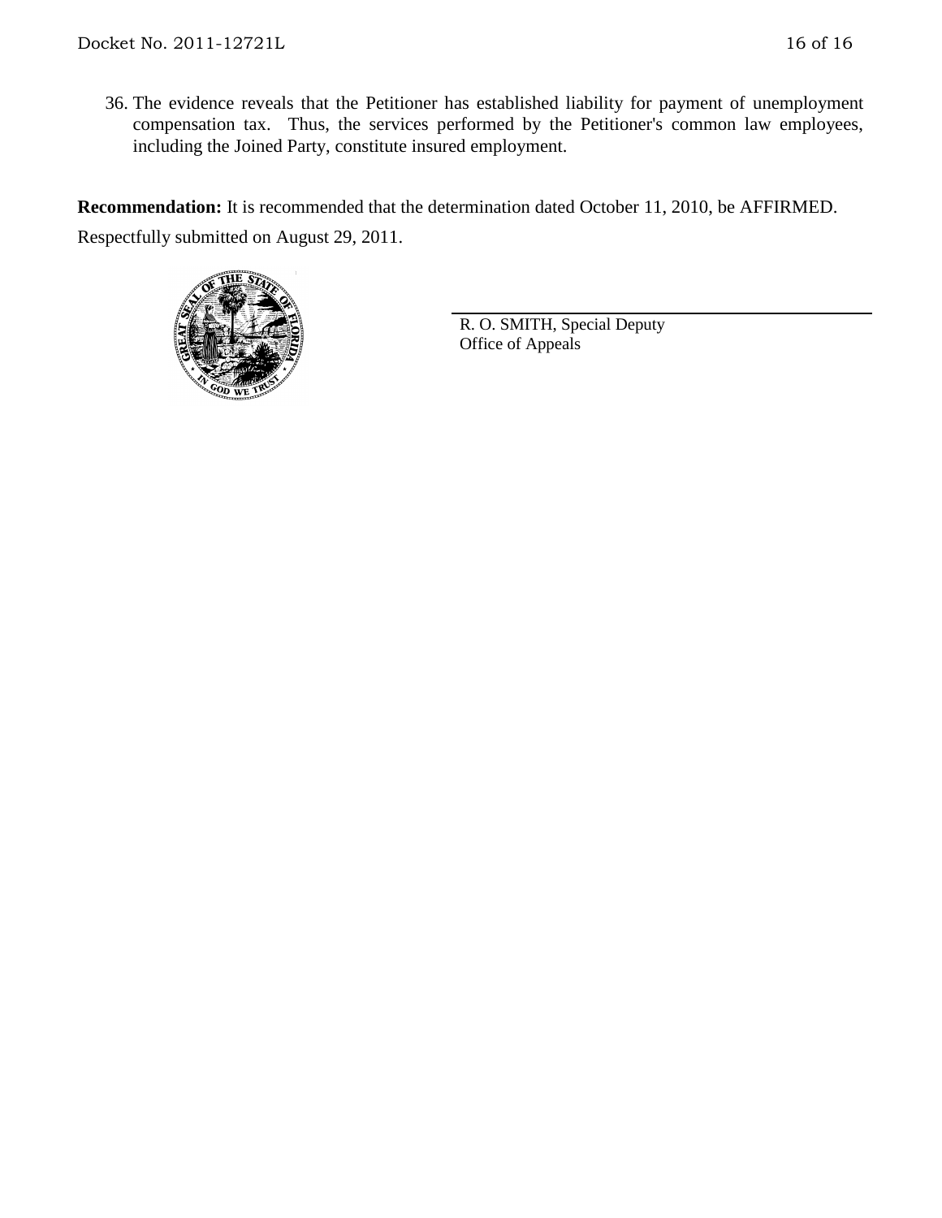36. The evidence reveals that the Petitioner has established liability for payment of unemployment compensation tax. Thus, the services performed by the Petitioner's common law employees, including the Joined Party, constitute insured employment.

**Recommendation:** It is recommended that the determination dated October 11, 2010, be AFFIRMED.

Respectfully submitted on August 29, 2011.

R. O. SMITH, Special Deputy
Office of Appeals